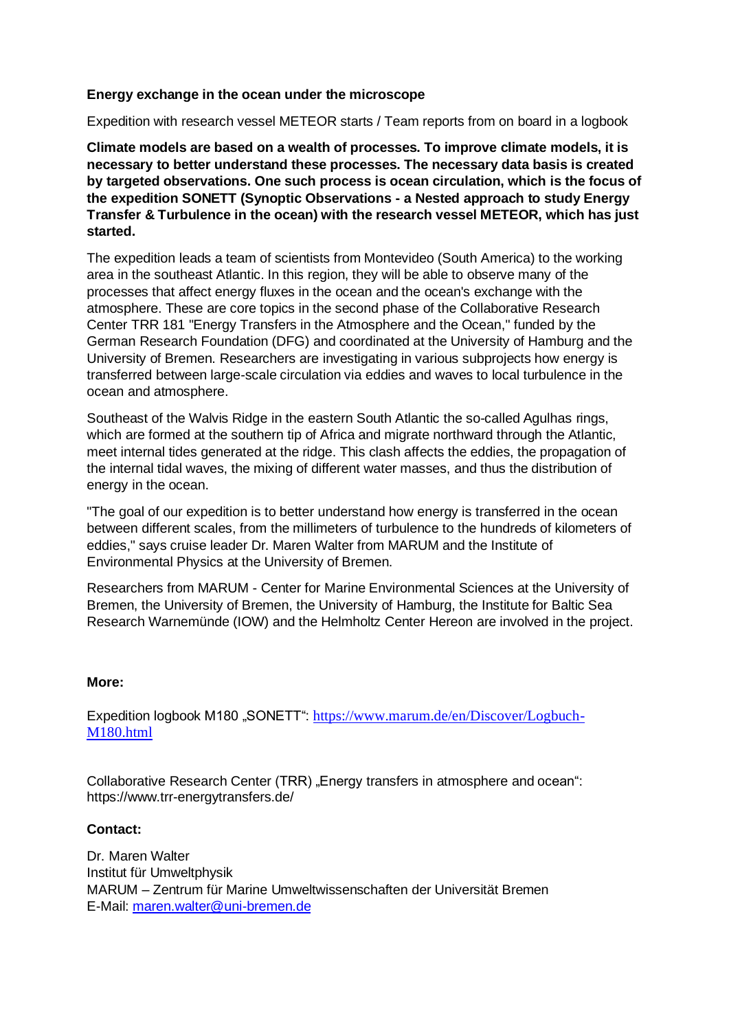**Energy exchange in the ocean under the microscope**

Expedition with research vessel METEOR starts / Team reports from on board in a logbook

**Climate models are based on a wealth of processes. To improve climate models, it is necessary to better understand these processes. The necessary data basis is created by targeted observations. One such process is ocean circulation, which is the focus of the expedition SONETT (Synoptic Observations - a Nested approach to study Energy Transfer & Turbulence in the ocean) with the research vessel METEOR, which has just started.**

The expedition leads a team of scientists from Montevideo (South America) to the working area in the southeast Atlantic. In this region, they will be able to observe many of the processes that affect energy fluxes in the ocean and the ocean's exchange with the atmosphere. These are core topics in the second phase of the Collaborative Research Center TRR 181 "Energy Transfers in the Atmosphere and the Ocean," funded by the German Research Foundation (DFG) and coordinated at the University of Hamburg and the University of Bremen. Researchers are investigating in various subprojects how energy is transferred between large-scale circulation via eddies and waves to local turbulence in the ocean and atmosphere.

Southeast of the Walvis Ridge in the eastern South Atlantic the so-called Agulhas rings, which are formed at the southern tip of Africa and migrate northward through the Atlantic, meet internal tides generated at the ridge. This clash affects the eddies, the propagation of the internal tidal waves, the mixing of different water masses, and thus the distribution of energy in the ocean.

"The goal of our expedition is to better understand how energy is transferred in the ocean between different scales, from the millimeters of turbulence to the hundreds of kilometers of eddies," says cruise leader Dr. Maren Walter from MARUM and the Institute of Environmental Physics at the University of Bremen.

Researchers from MARUM - Center for Marine Environmental Sciences at the University of Bremen, the University of Bremen, the University of Hamburg, the Institute for Baltic Sea Research Warnemünde (IOW) and the Helmholtz Center Hereon are involved in the project.

**More:**

Expedition logbook M180 „SONETT“: https://www.marum.de/en/Discover/Logbuch-M180.html

Collaborative Research Center (TRR) „Energy transfers in atmosphere and ocean“: https://www.trr-energytransfers.de/

**Contact:**

Dr. Maren Walter
Institut für Umweltphysik
MARUM – Zentrum für Marine Umweltwissenschaften der Universität Bremen
E-Mail: maren.walter@uni-bremen.de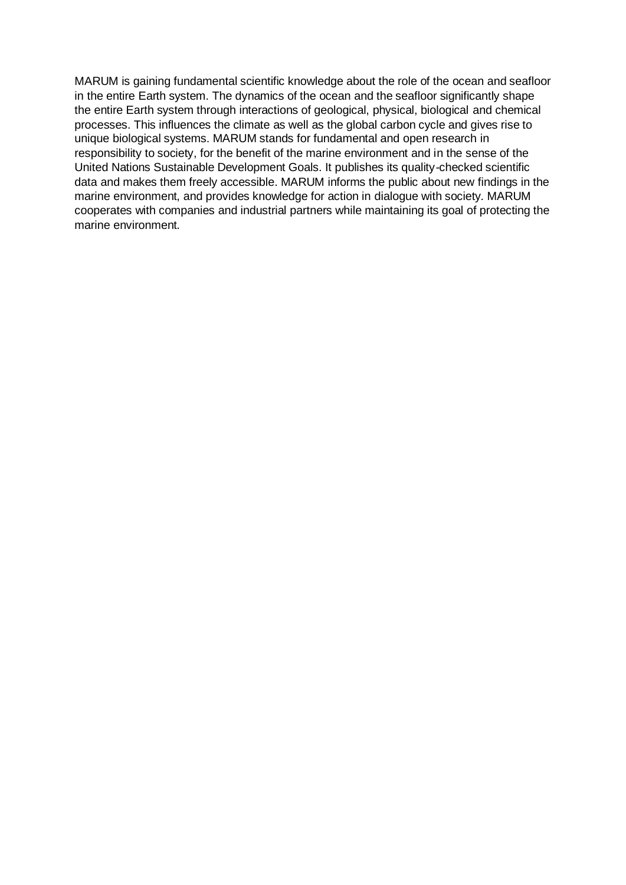MARUM is gaining fundamental scientific knowledge about the role of the ocean and seafloor in the entire Earth system. The dynamics of the ocean and the seafloor significantly shape the entire Earth system through interactions of geological, physical, biological and chemical processes. This influences the climate as well as the global carbon cycle and gives rise to unique biological systems. MARUM stands for fundamental and open research in responsibility to society, for the benefit of the marine environment and in the sense of the United Nations Sustainable Development Goals. It publishes its quality-checked scientific data and makes them freely accessible. MARUM informs the public about new findings in the marine environment, and provides knowledge for action in dialogue with society. MARUM cooperates with companies and industrial partners while maintaining its goal of protecting the marine environment.